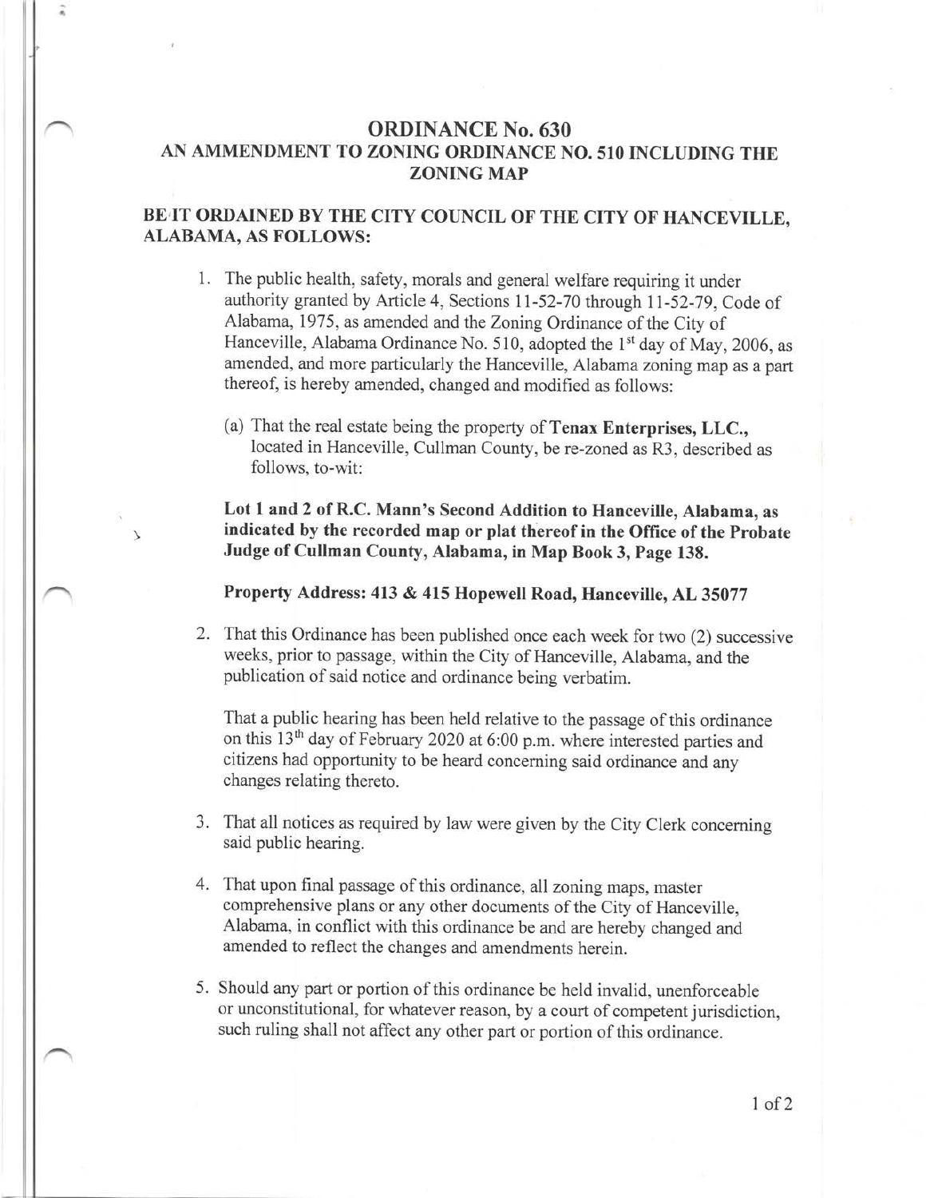# ORDINANCE No. 630

## AN AMMENDMENT TO ZONING ORDINANCE NO. 510 INCLUDING THE ZONING MAP

**BE IT ORDAINED BY THE CITY COUNCIL OF THE CITY OF HANCEVILLE, ALABAMA, AS FOLLOWS:**

1. The public health, safety, morals and general welfare requiring it under authority granted by Article 4, Sections 11-52-70 through 11-52-79, Code of Alabama, 1975, as amended and the Zoning Ordinance of the City of Hanceville, Alabama Ordinance No. 510, adopted the 1st day of May, 2006, as amended, and more particularly the Hanceville, Alabama zoning map as a part thereof, is hereby amended, changed and modified as follows:

   (a) That the real estate being the property of **Tenax Enterprises, LLC.,** located in Hanceville, Cullman County, be re-zoned as R3, described as follows, to-wit:

   **Lot 1 and 2 of R.C. Mann's Second Addition to Hanceville, Alabama, as indicated by the recorded map or plat thereof in the Office of the Probate Judge of Cullman County, Alabama, in Map Book 3, Page 138.**

   **Property Address: 413 & 415 Hopewell Road, Hanceville, AL 35077**

2. That this Ordinance has been published once each week for two (2) successive weeks, prior to passage, within the City of Hanceville, Alabama, and the publication of said notice and ordinance being verbatim.

   That a public hearing has been held relative to the passage of this ordinance on this 13th day of February 2020 at 6:00 p.m. where interested parties and citizens had opportunity to be heard concerning said ordinance and any changes relating thereto.

3. That all notices as required by law were given by the City Clerk concerning said public hearing.

4. That upon final passage of this ordinance, all zoning maps, master comprehensive plans or any other documents of the City of Hanceville, Alabama, in conflict with this ordinance be and are hereby changed and amended to reflect the changes and amendments herein.

5. Should any part or portion of this ordinance be held invalid, unenforceable or unconstitutional, for whatever reason, by a court of competent jurisdiction, such ruling shall not affect any other part or portion of this ordinance.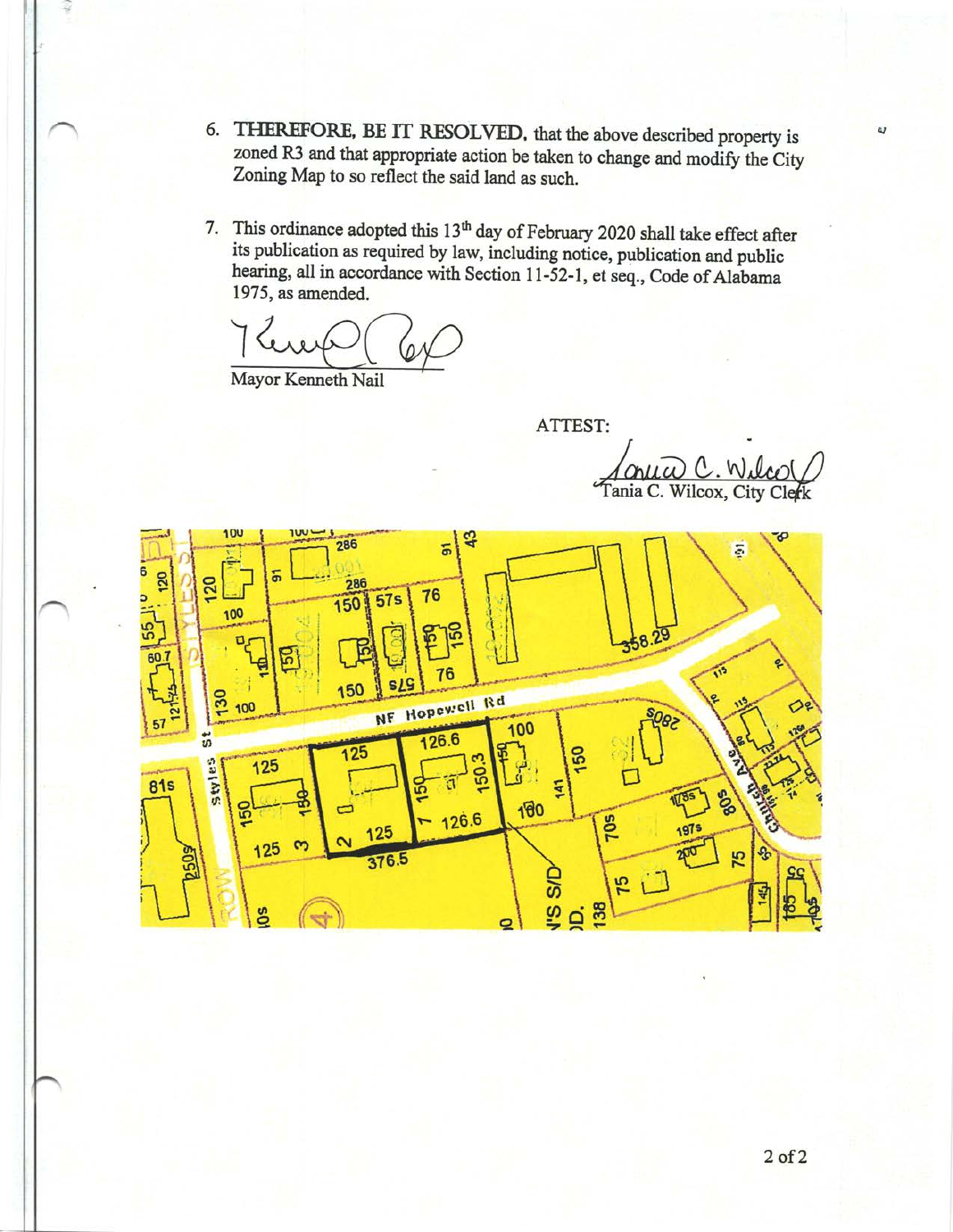6. **THEREFORE, BE IT RESOLVED**, that the above described property is zoned R3 and that appropriate action be taken to change and modify the City Zoning Map to so reflect the said land as such.

7. This ordinance adopted this 13th day of February 2020 shall take effect after its publication as required by law, including notice, publication and public hearing, all in accordance with Section 11-52-1, et seq., Code of Alabama 1975, as amended.

Mayor Kenneth Nail

ATTEST:

Tania C. Wilcox, City Clerk

NE Hopewell Rd

Styles St

Church Ave

126.6

150.3

125

376.5

358.29